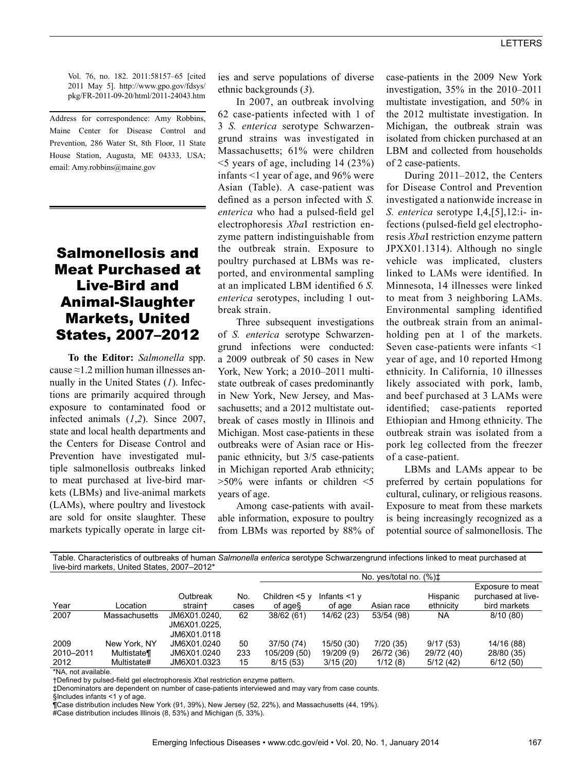Vol. 76, no. 182. 2011:58157–65 [cited 2011 May 5]. http://www.gpo.gov/fdsys/pkg/FR-2011-09-20/html/2011-24043.htm

Address for correspondence: Amy Robbins, Maine Center for Disease Control and Prevention, 286 Water St, 8th Floor, 11 State House Station, Augusta, ME 04333, USA; email: Amy.robbins@maine.gov

# Salmonellosis and Meat Purchased at Live-Bird and Animal-Slaughter Markets, United States, 2007–2012

**To the Editor:** *Salmonella* spp. cause ≈1.2 million human illnesses annually in the United States (*1*). Infections are primarily acquired through exposure to contaminated food or infected animals (*1*,*2*). Since 2007, state and local health departments and the Centers for Disease Control and Prevention have investigated multiple salmonellosis outbreaks linked to meat purchased at live-bird markets (LBMs) and live-animal markets (LAMs), where poultry and livestock are sold for onsite slaughter. These markets typically operate in large cities and serve populations of diverse ethnic backgrounds (*3*).

In 2007, an outbreak involving 62 case-patients infected with 1 of 3 *S. enterica* serotype Schwarzengrund strains was investigated in Massachusetts; 61% were children <5 years of age, including 14 (23%) infants <1 year of age, and 96% were Asian (Table). A case-patient was defined as a person infected with *S. enterica* who had a pulsed-field gel electrophoresis *Xba*I restriction enzyme pattern indistinguishable from the outbreak strain. Exposure to poultry purchased at LBMs was reported, and environmental sampling at an implicated LBM identified 6 *S. enterica* serotypes, including 1 outbreak strain.

Three subsequent investigations of *S. enterica* serotype Schwarzengrund infections were conducted: a 2009 outbreak of 50 cases in New York, New York; a 2010–2011 multistate outbreak of cases predominantly in New York, New Jersey, and Massachusetts; and a 2012 multistate outbreak of cases mostly in Illinois and Michigan. Most case-patients in these outbreaks were of Asian race or Hispanic ethnicity, but 3/5 case-patients in Michigan reported Arab ethnicity; >50% were infants or children <5 years of age.

Among case-patients with available information, exposure to poultry from LBMs was reported by 88% of case-patients in the 2009 New York investigation, 35% in the 2010–2011 multistate investigation, and 50% in the 2012 multistate investigation. In Michigan, the outbreak strain was isolated from chicken purchased at an LBM and collected from households of 2 case-patients.

During 2011–2012, the Centers for Disease Control and Prevention investigated a nationwide increase in *S. enterica* serotype I,4,[5],12:i- infections (pulsed-field gel electrophoresis *Xba*I restriction enzyme pattern JPXX01.1314). Although no single vehicle was implicated, clusters linked to LAMs were identified. In Minnesota, 14 illnesses were linked to meat from 3 neighboring LAMs. Environmental sampling identified the outbreak strain from an animal-holding pen at 1 of the markets. Seven case-patients were infants <1 year of age, and 10 reported Hmong ethnicity. In California, 10 illnesses likely associated with pork, lamb, and beef purchased at 3 LAMs were identified; case-patients reported Ethiopian and Hmong ethnicity. The outbreak strain was isolated from a pork leg collected from the freezer of a case-patient.

LBMs and LAMs appear to be preferred by certain populations for cultural, culinary, or religious reasons. Exposure to meat from these markets is being increasingly recognized as a potential source of salmonellosis. The

Table. Characteristics of outbreaks of human *Salmonella enterica* serotype Schwarzengrund infections linked to meat purchased at live-bird markets, United States, 2007–2012*

| Year | Location | Outbreak strain† | No. cases | No. yes/total no. (%)‡ | | | | |
|---|---|---|---|---|---|---|---|---|
| | | | | Children <5 y of age§ | Infants <1 y of age | Asian race | Hispanic ethnicity | Exposure to meat purchased at live-bird markets |
| 2007 | Massachusetts | JM6X01.0240, JM6X01.0225, JM6X01.0118 | 62 | 38/62 (61) | 14/62 (23) | 53/54 (98) | NA | 8/10 (80) |
| 2009 | New York, NY | JM6X01.0240 | 50 | 37/50 (74) | 15/50 (30) | 7/20 (35) | 9/17 (53) | 14/16 (88) |
| 2010–2011 | Multistate¶ | JM6X01.0240 | 233 | 105/209 (50) | 19/209 (9) | 26/72 (36) | 29/72 (40) | 28/80 (35) |
| 2012 | Multistate# | JM6X01.0323 | 15 | 8/15 (53) | 3/15 (20) | 1/12 (8) | 5/12 (42) | 6/12 (50) |

*NA, not available.
†Defined by pulsed-field gel electrophoresis *Xba*I restriction enzyme pattern.
‡Denominators are dependent on number of case-patients interviewed and may vary from case counts.
§Includes infants <1 y of age.
¶Case distribution includes New York (91, 39%), New Jersey (52, 22%), and Massachusetts (44, 19%).
#Case distribution includes Illinois (8, 53%) and Michigan (5, 33%).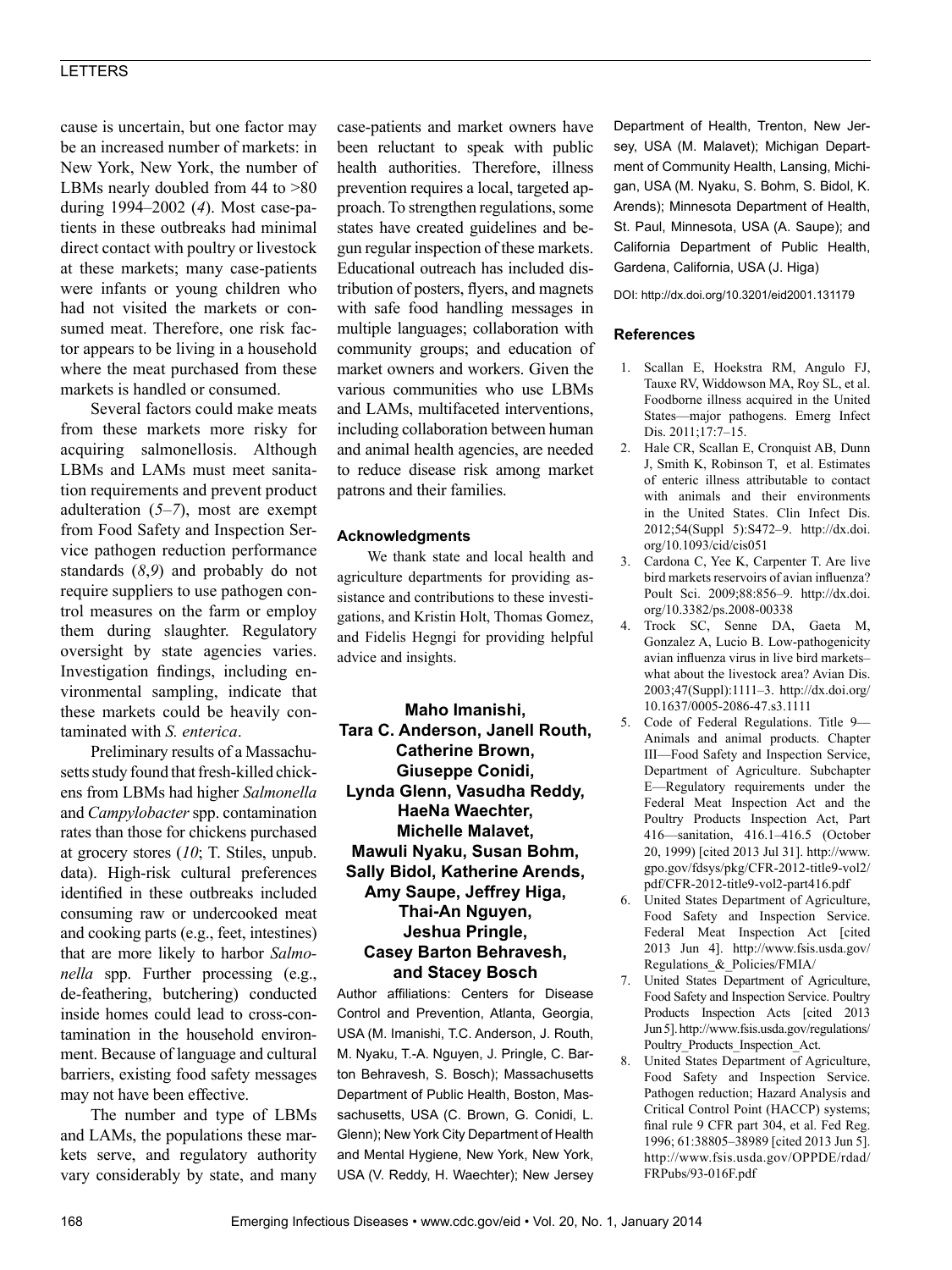cause is uncertain, but one factor may be an increased number of markets: in New York, New York, the number of LBMs nearly doubled from 44 to >80 during 1994–2002 (*4*). Most case-patients in these outbreaks had minimal direct contact with poultry or livestock at these markets; many case-patients were infants or young children who had not visited the markets or consumed meat. Therefore, one risk factor appears to be living in a household where the meat purchased from these markets is handled or consumed.

Several factors could make meats from these markets more risky for acquiring salmonellosis. Although LBMs and LAMs must meet sanitation requirements and prevent product adulteration (*5*–*7*), most are exempt from Food Safety and Inspection Service pathogen reduction performance standards (*8*,*9*) and probably do not require suppliers to use pathogen control measures on the farm or employ them during slaughter. Regulatory oversight by state agencies varies. Investigation findings, including environmental sampling, indicate that these markets could be heavily contaminated with *S. enterica*.

Preliminary results of a Massachusetts study found that fresh-killed chickens from LBMs had higher *Salmonella* and *Campylobacter* spp. contamination rates than those for chickens purchased at grocery stores (*10*; T. Stiles, unpub. data). High-risk cultural preferences identified in these outbreaks included consuming raw or undercooked meat and cooking parts (e.g., feet, intestines) that are more likely to harbor *Salmonella* spp. Further processing (e.g., de-feathering, butchering) conducted inside homes could lead to cross-contamination in the household environment. Because of language and cultural barriers, existing food safety messages may not have been effective.

The number and type of LBMs and LAMs, the populations these markets serve, and regulatory authority vary considerably by state, and many case-patients and market owners have been reluctant to speak with public health authorities. Therefore, illness prevention requires a local, targeted approach. To strengthen regulations, some states have created guidelines and begun regular inspection of these markets. Educational outreach has included distribution of posters, flyers, and magnets with safe food handling messages in multiple languages; collaboration with community groups; and education of market owners and workers. Given the various communities who use LBMs and LAMs, multifaceted interventions, including collaboration between human and animal health agencies, are needed to reduce disease risk among market patrons and their families.

### Acknowledgments

We thank state and local health and agriculture departments for providing assistance and contributions to these investigations, and Kristin Holt, Thomas Gomez, and Fidelis Hegngi for providing helpful advice and insights.

**Maho Imanishi, Tara C. Anderson, Janell Routh, Catherine Brown, Giuseppe Conidi, Lynda Glenn, Vasudha Reddy, HaeNa Waechter, Michelle Malavet, Mawuli Nyaku, Susan Bohm, Sally Bidol, Katherine Arends, Amy Saupe, Jeffrey Higa, Thai-An Nguyen, Jeshua Pringle, Casey Barton Behravesh, and Stacey Bosch**

Author affiliations: Centers for Disease Control and Prevention, Atlanta, Georgia, USA (M. Imanishi, T.C. Anderson, J. Routh, M. Nyaku, T.-A. Nguyen, J. Pringle, C. Barton Behravesh, S. Bosch); Massachusetts Department of Public Health, Boston, Massachusetts, USA (C. Brown, G. Conidi, L. Glenn); New York City Department of Health and Mental Hygiene, New York, New York, USA (V. Reddy, H. Waechter); New Jersey Department of Health, Trenton, New Jersey, USA (M. Malavet); Michigan Department of Community Health, Lansing, Michigan, USA (M. Nyaku, S. Bohm, S. Bidol, K. Arends); Minnesota Department of Health, St. Paul, Minnesota, USA (A. Saupe); and California Department of Public Health, Gardena, California, USA (J. Higa)

DOI: http://dx.doi.org/10.3201/eid2001.131179

### References

1. Scallan E, Hoekstra RM, Angulo FJ, Tauxe RV, Widdowson MA, Roy SL, et al. Foodborne illness acquired in the United States—major pathogens. Emerg Infect Dis. 2011;17:7–15.
2. Hale CR, Scallan E, Cronquist AB, Dunn J, Smith K, Robinson T, et al. Estimates of enteric illness attributable to contact with animals and their environments in the United States. Clin Infect Dis. 2012;54(Suppl 5):S472–9. http://dx.doi.org/10.1093/cid/cis051
3. Cardona C, Yee K, Carpenter T. Are live bird markets reservoirs of avian influenza? Poult Sci. 2009;88:856–9. http://dx.doi.org/10.3382/ps.2008-00338
4. Trock SC, Senne DA, Gaeta M, Gonzalez A, Lucio B. Low-pathogenicity avian influenza virus in live bird markets–what about the livestock area? Avian Dis. 2003;47(Suppl):1111–3. http://dx.doi.org/10.1637/0005-2086-47.s3.1111
5. Code of Federal Regulations. Title 9—Animals and animal products. Chapter III—Food Safety and Inspection Service, Department of Agriculture. Subchapter E—Regulatory requirements under the Federal Meat Inspection Act and the Poultry Products Inspection Act, Part 416—sanitation, 416.1–416.5 (October 20, 1999) [cited 2013 Jul 31]. http://www.gpo.gov/fdsys/pkg/CFR-2012-title9-vol2/pdf/CFR-2012-title9-vol2-part416.pdf
6. United States Department of Agriculture, Food Safety and Inspection Service. Federal Meat Inspection Act [cited 2013 Jun 4]. http://www.fsis.usda.gov/Regulations_&_Policies/FMIA/
7. United States Department of Agriculture, Food Safety and Inspection Service. Poultry Products Inspection Acts [cited 2013 Jun 5]. http://www.fsis.usda.gov/regulations/Poultry_Products_Inspection_Act.
8. United States Department of Agriculture, Food Safety and Inspection Service. Pathogen reduction; Hazard Analysis and Critical Control Point (HACCP) systems; final rule 9 CFR part 304, et al. Fed Reg. 1996; 61:38805–38989 [cited 2013 Jun 5]. http://www.fsis.usda.gov/OPPDE/rdad/FRPubs/93-016F.pdf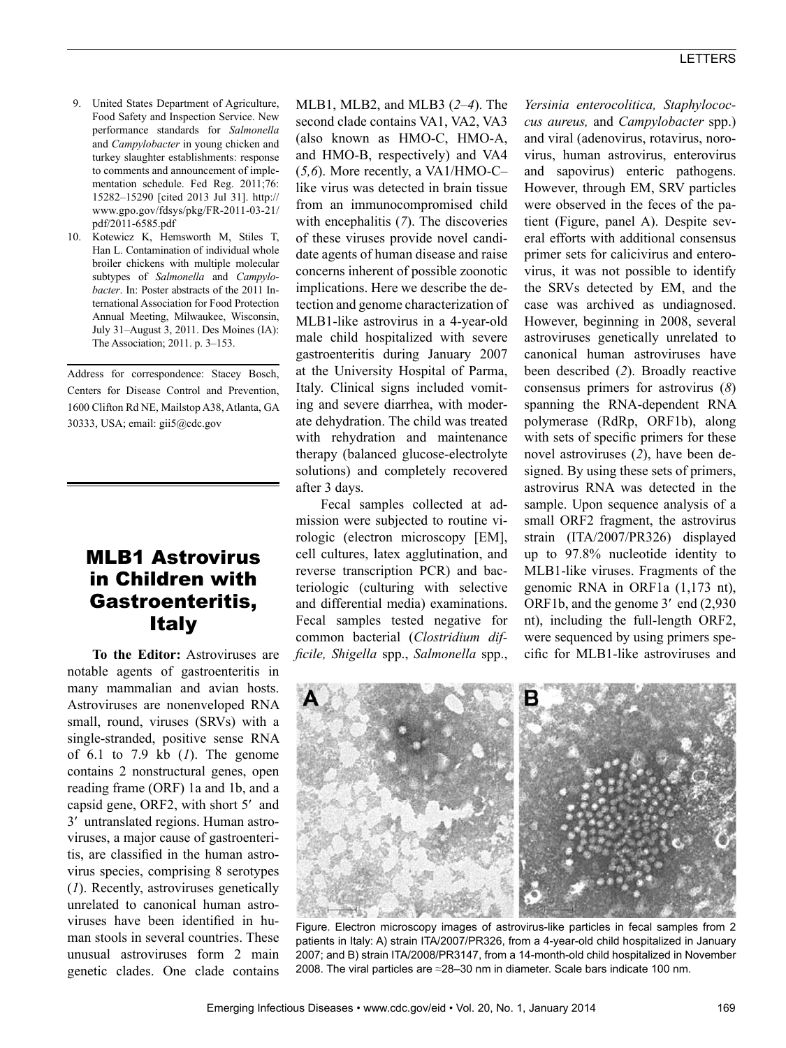9. United States Department of Agriculture, Food Safety and Inspection Service. New performance standards for *Salmonella* and *Campylobacter* in young chicken and turkey slaughter establishments: response to comments and announcement of implementation schedule. Fed Reg. 2011;76: 15282–15290 [cited 2013 Jul 31]. http://www.gpo.gov/fdsys/pkg/FR-2011-03-21/pdf/2011-6585.pdf
10. Kotewicz K, Hemsworth M, Stiles T, Han L. Contamination of individual whole broiler chickens with multiple molecular subtypes of *Salmonella* and *Campylobacter*. In: Poster abstracts of the 2011 International Association for Food Protection Annual Meeting, Milwaukee, Wisconsin, July 31–August 3, 2011. Des Moines (IA): The Association; 2011. p. 3–153.

Address for correspondence: Stacey Bosch, Centers for Disease Control and Prevention, 1600 Clifton Rd NE, Mailstop A38, Atlanta, GA 30333, USA; email: gii5@cdc.gov

# MLB1 Astrovirus in Children with Gastroenteritis, Italy

**To the Editor:** Astroviruses are notable agents of gastroenteritis in many mammalian and avian hosts. Astroviruses are nonenveloped RNA small, round, viruses (SRVs) with a single-stranded, positive sense RNA of 6.1 to 7.9 kb (*1*). The genome contains 2 nonstructural genes, open reading frame (ORF) 1a and 1b, and a capsid gene, ORF2, with short 5′ and 3′ untranslated regions. Human astroviruses, a major cause of gastroenteritis, are classified in the human astrovirus species, comprising 8 serotypes (*1*). Recently, astroviruses genetically unrelated to canonical human astroviruses have been identified in human stools in several countries. These unusual astroviruses form 2 main genetic clades. One clade contains MLB1, MLB2, and MLB3 (*2*–*4*). The second clade contains VA1, VA2, VA3 (also known as HMO-C, HMO-A, and HMO-B, respectively) and VA4 (*5*,*6*). More recently, a VA1/HMO-C–like virus was detected in brain tissue from an immunocompromised child with encephalitis (*7*). The discoveries of these viruses provide novel candidate agents of human disease and raise concerns inherent of possible zoonotic implications. Here we describe the detection and genome characterization of MLB1-like astrovirus in a 4-year-old male child hospitalized with severe gastroenteritis during January 2007 at the University Hospital of Parma, Italy. Clinical signs included vomiting and severe diarrhea, with moderate dehydration. The child was treated with rehydration and maintenance therapy (balanced glucose-electrolyte solutions) and completely recovered after 3 days.

Fecal samples collected at admission were subjected to routine virologic (electron microscopy [EM], cell cultures, latex agglutination, and reverse transcription PCR) and bacteriologic (culturing with selective and differential media) examinations. Fecal samples tested negative for common bacterial (*Clostridium difficile, Shigella* spp., *Salmonella* spp., *Yersinia enterocolitica, Staphylococcus aureus,* and *Campylobacter* spp.) and viral (adenovirus, rotavirus, norovirus, human astrovirus, enterovirus and sapovirus) enteric pathogens. However, through EM, SRV particles were observed in the feces of the patient (Figure, panel A). Despite several efforts with additional consensus primer sets for calicivirus and enterovirus, it was not possible to identify the SRVs detected by EM, and the case was archived as undiagnosed. However, beginning in 2008, several astroviruses genetically unrelated to canonical human astroviruses have been described (*2*). Broadly reactive consensus primers for astrovirus (*8*) spanning the RNA-dependent RNA polymerase (RdRp, ORF1b), along with sets of specific primers for these novel astroviruses (*2*), have been designed. By using these sets of primers, astrovirus RNA was detected in the sample. Upon sequence analysis of a small ORF2 fragment, the astrovirus strain (ITA/2007/PR326) displayed up to 97.8% nucleotide identity to MLB1-like viruses. Fragments of the genomic RNA in ORF1a (1,173 nt), ORF1b, and the genome 3′ end (2,930 nt), including the full-length ORF2, were sequenced by using primers specific for MLB1-like astroviruses and

Figure. Electron microscopy images of astrovirus-like particles in fecal samples from 2 patients in Italy: A) strain ITA/2007/PR326, from a 4-year-old child hospitalized in January 2007; and B) strain ITA/2008/PR3147, from a 14-month-old child hospitalized in November 2008. The viral particles are ≈28–30 nm in diameter. Scale bars indicate 100 nm.